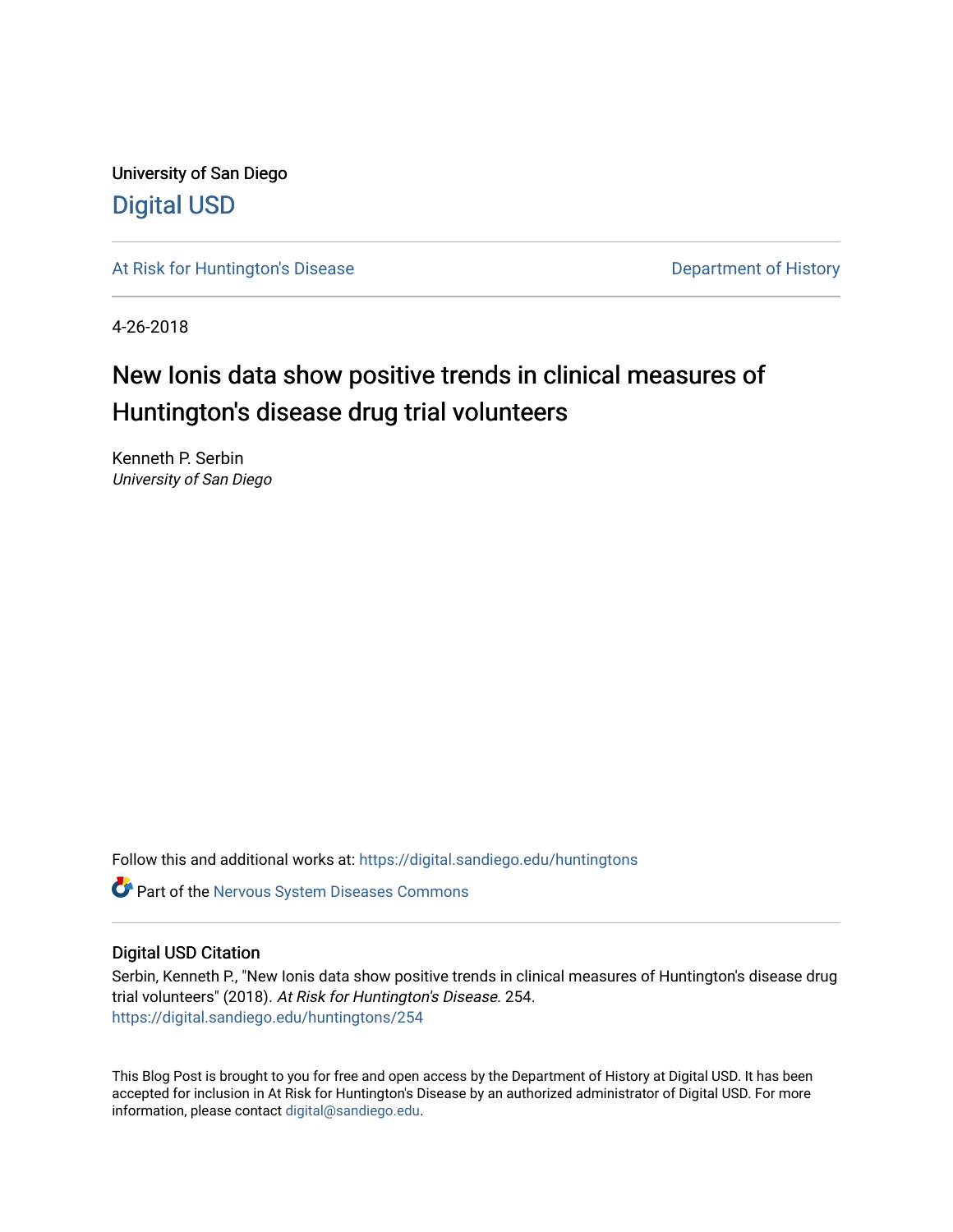University of San Diego

# Digital USD

At Risk for Huntington's Disease | Department of History

4-26-2018

## New Ionis data show positive trends in clinical measures of Huntington's disease drug trial volunteers

Kenneth P. Serbin
*University of San Diego*

Follow this and additional works at: https://digital.sandiego.edu/huntingtons

Part of the Nervous System Diseases Commons

### Digital USD Citation

Serbin, Kenneth P., "New Ionis data show positive trends in clinical measures of Huntington's disease drug trial volunteers" (2018). *At Risk for Huntington's Disease*. 254.
https://digital.sandiego.edu/huntingtons/254

This Blog Post is brought to you for free and open access by the Department of History at Digital USD. It has been accepted for inclusion in At Risk for Huntington's Disease by an authorized administrator of Digital USD. For more information, please contact digital@sandiego.edu.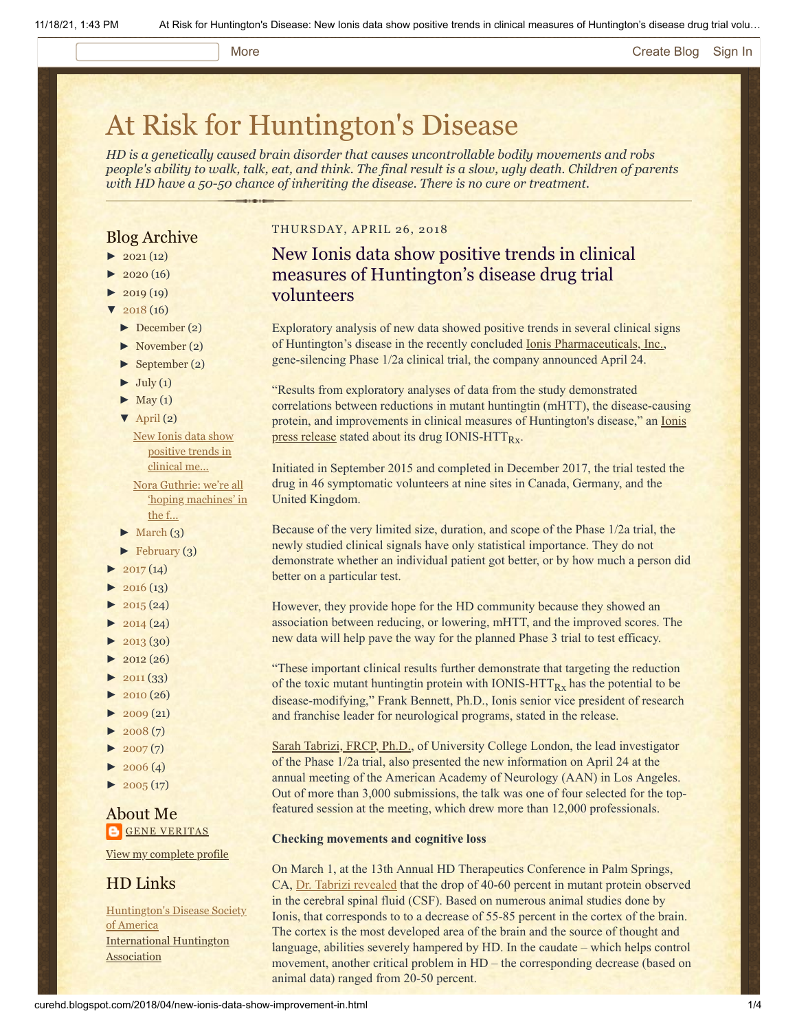More    Create Blog   Sign In

# At Risk for Huntington's Disease

*HD is a genetically caused brain disorder that causes uncontrollable bodily movements and robs people's ability to walk, talk, eat, and think. The final result is a slow, ugly death. Children of parents with HD have a 50-50 chance of inheriting the disease. There is no cure or treatment.*

## Blog Archive

- ► 2021 (12)
- ► 2020 (16)
- ► 2019 (19)
- ▼ 2018 (16)
  - ► December (2)
  - ► November (2)
  - ► September (2)
  - ► July (1)
  - ► May (1)
  - ▼ April (2)
    - New Ionis data show positive trends in clinical me...
    - Nora Guthrie: we're all 'hoping machines' in the f...
  - ► March (3)
  - ► February (3)
- ► 2017 (14)
- ► 2016 (13)
- ► 2015 (24)
- ► 2014 (24)
- ► 2013 (30)
- ► 2012 (26)
- ► 2011 (33)
- ► 2010 (26)
- ► 2009 (21)
- ► 2008 (7)
- ► 2007 (7)
- ► 2006 (4)
- ► 2005 (17)

## About Me

GENE VERITAS

View my complete profile

## HD Links

Huntington's Disease Society of America

International Huntington Association

THURSDAY, APRIL 26, 2018

## New Ionis data show positive trends in clinical measures of Huntington's disease drug trial volunteers

Exploratory analysis of new data showed positive trends in several clinical signs of Huntington's disease in the recently concluded Ionis Pharmaceuticals, Inc., gene-silencing Phase 1/2a clinical trial, the company announced April 24.

"Results from exploratory analyses of data from the study demonstrated correlations between reductions in mutant huntingtin (mHTT), the disease-causing protein, and improvements in clinical measures of Huntington's disease," an Ionis press release stated about its drug IONIS-HTT$_{Rx}$.

Initiated in September 2015 and completed in December 2017, the trial tested the drug in 46 symptomatic volunteers at nine sites in Canada, Germany, and the United Kingdom.

Because of the very limited size, duration, and scope of the Phase 1/2a trial, the newly studied clinical signals have only statistical importance. They do not demonstrate whether an individual patient got better, or by how much a person did better on a particular test.

However, they provide hope for the HD community because they showed an association between reducing, or lowering, mHTT, and the improved scores. The new data will help pave the way for the planned Phase 3 trial to test efficacy.

"These important clinical results further demonstrate that targeting the reduction of the toxic mutant huntingtin protein with IONIS-HTT$_{Rx}$ has the potential to be disease-modifying," Frank Bennett, Ph.D., Ionis senior vice president of research and franchise leader for neurological programs, stated in the release.

Sarah Tabrizi, FRCP, Ph.D., of University College London, the lead investigator of the Phase 1/2a trial, also presented the new information on April 24 at the annual meeting of the American Academy of Neurology (AAN) in Los Angeles. Out of more than 3,000 submissions, the talk was one of four selected for the top-featured session at the meeting, which drew more than 12,000 professionals.

**Checking movements and cognitive loss**

On March 1, at the 13th Annual HD Therapeutics Conference in Palm Springs, CA, Dr. Tabrizi revealed that the drop of 40-60 percent in mutant protein observed in the cerebral spinal fluid (CSF). Based on numerous animal studies done by Ionis, that corresponds to to a decrease of 55-85 percent in the cortex of the brain. The cortex is the most developed area of the brain and the source of thought and language, abilities severely hampered by HD. In the caudate – which helps control movement, another critical problem in HD – the corresponding decrease (based on animal data) ranged from 20-50 percent.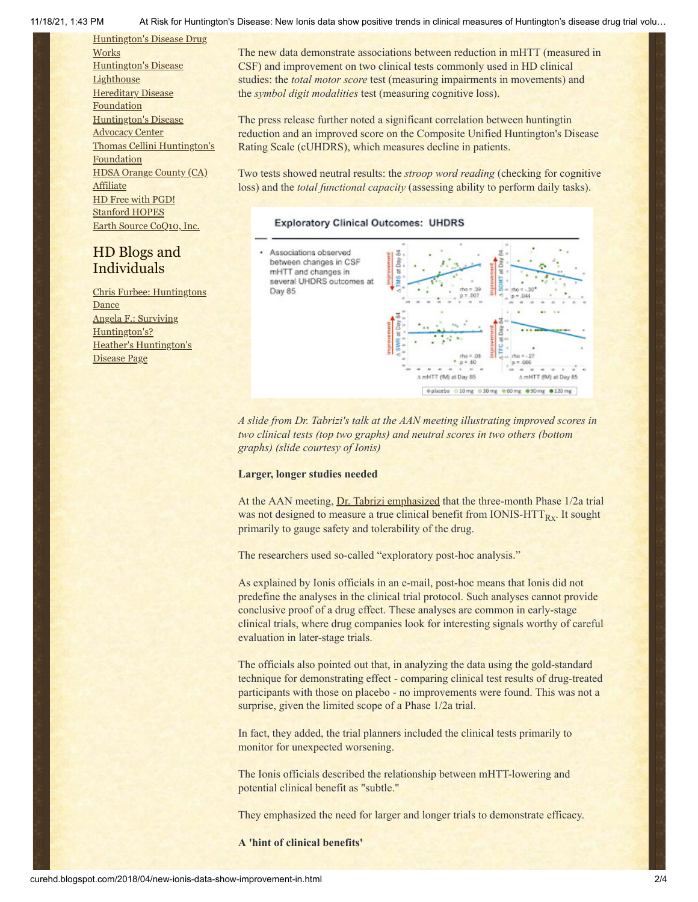[Huntington's Disease Drug Works](#)
[Huntington's Disease Lighthouse](#)
[Hereditary Disease Foundation](#)
[Huntington's Disease Advocacy Center](#)
[Thomas Cellini Huntington's Foundation](#)
[HDSA Orange County (CA) Affiliate](#)
[HD Free with PGD!](#)
[Stanford HOPES](#)
[Earth Source CoQ10, Inc.](#)

## HD Blogs and Individuals

[Chris Furbee: Huntingtons Dance](#)
[Angela F.: Surviving Huntington's?](#)
[Heather's Huntington's Disease Page](#)

The new data demonstrate associations between reduction in mHTT (measured in CSF) and improvement on two clinical tests commonly used in HD clinical studies: the *total motor score* test (measuring impairments in movements) and the *symbol digit modalities* test (measuring cognitive loss).

The press release further noted a significant correlation between huntingtin reduction and an improved score on the Composite Unified Huntington's Disease Rating Scale (cUHDRS), which measures decline in patients.

Two tests showed neutral results: the *stroop word reading* (checking for cognitive loss) and the *total functional capacity* (assessing ability to perform daily tasks).

*A slide from Dr. Tabrizi's talk at the AAN meeting illustrating improved scores in two clinical tests (top two graphs) and neutral scores in two others (bottom graphs) (slide courtesy of Ionis)*

**Larger, longer studies needed**

At the AAN meeting, [Dr. Tabrizi emphasized](#) that the three-month Phase 1/2a trial was not designed to measure a true clinical benefit from IONIS-$HTT_{Rx}$. It sought primarily to gauge safety and tolerability of the drug.

The researchers used so-called "exploratory post-hoc analysis."

As explained by Ionis officials in an e-mail, post-hoc means that Ionis did not predefine the analyses in the clinical trial protocol. Such analyses cannot provide conclusive proof of a drug effect. These analyses are common in early-stage clinical trials, where drug companies look for interesting signals worthy of careful evaluation in later-stage trials.

The officials also pointed out that, in analyzing the data using the gold-standard technique for demonstrating effect - comparing clinical test results of drug-treated participants with those on placebo - no improvements were found. This was not a surprise, given the limited scope of a Phase 1/2a trial.

In fact, they added, the trial planners included the clinical tests primarily to monitor for unexpected worsening.

The Ionis officials described the relationship between mHTT-lowering and potential clinical benefit as "subtle."

They emphasized the need for larger and longer trials to demonstrate efficacy.

**A 'hint of clinical benefits'**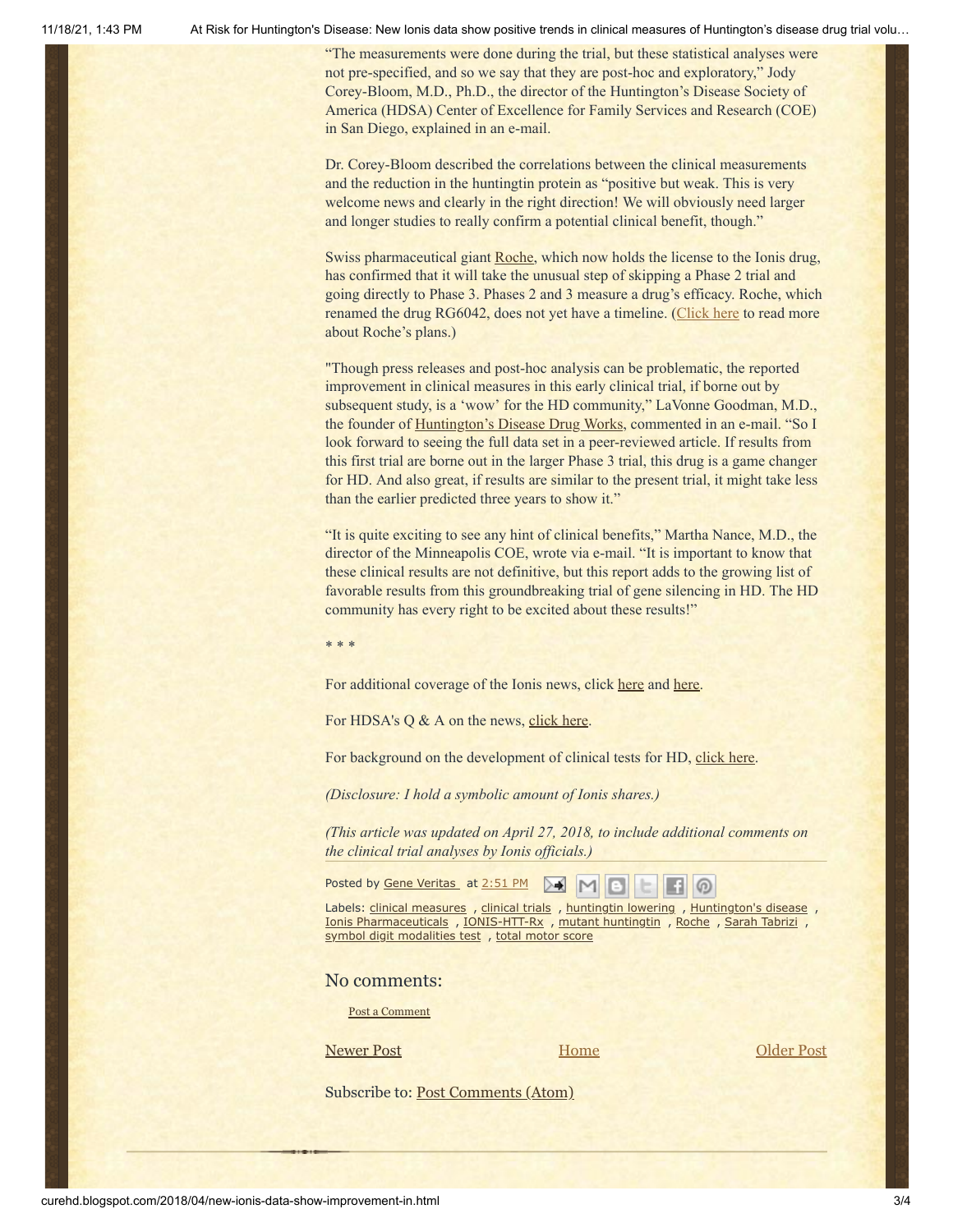"The measurements were done during the trial, but these statistical analyses were not pre-specified, and so we say that they are post-hoc and exploratory," Jody Corey-Bloom, M.D., Ph.D., the director of the Huntington's Disease Society of America (HDSA) Center of Excellence for Family Services and Research (COE) in San Diego, explained in an e-mail.

Dr. Corey-Bloom described the correlations between the clinical measurements and the reduction in the huntingtin protein as "positive but weak. This is very welcome news and clearly in the right direction! We will obviously need larger and longer studies to really confirm a potential clinical benefit, though."

Swiss pharmaceutical giant Roche, which now holds the license to the Ionis drug, has confirmed that it will take the unusual step of skipping a Phase 2 trial and going directly to Phase 3. Phases 2 and 3 measure a drug's efficacy. Roche, which renamed the drug RG6042, does not yet have a timeline. (Click here to read more about Roche's plans.)

"Though press releases and post-hoc analysis can be problematic, the reported improvement in clinical measures in this early clinical trial, if borne out by subsequent study, is a 'wow' for the HD community," LaVonne Goodman, M.D., the founder of Huntington's Disease Drug Works, commented in an e-mail. "So I look forward to seeing the full data set in a peer-reviewed article. If results from this first trial are borne out in the larger Phase 3 trial, this drug is a game changer for HD. And also great, if results are similar to the present trial, it might take less than the earlier predicted three years to show it."

"It is quite exciting to see any hint of clinical benefits," Martha Nance, M.D., the director of the Minneapolis COE, wrote via e-mail. "It is important to know that these clinical results are not definitive, but this report adds to the growing list of favorable results from this groundbreaking trial of gene silencing in HD. The HD community has every right to be excited about these results!"

* * *

For additional coverage of the Ionis news, click here and here.

For HDSA's Q & A on the news, click here.

For background on the development of clinical tests for HD, click here.

*(Disclosure: I hold a symbolic amount of Ionis shares.)*

*(This article was updated on April 27, 2018, to include additional comments on the clinical trial analyses by Ionis officials.)*

Posted by Gene Veritas at 2:51 PM

Labels: clinical measures, clinical trials, huntingtin lowering, Huntington's disease, Ionis Pharmaceuticals, IONIS-HTT-Rx, mutant huntingtin, Roche, Sarah Tabrizi, symbol digit modalities test, total motor score

## No comments:

Post a Comment

Newer Post | Home | Older Post

Subscribe to: Post Comments (Atom)